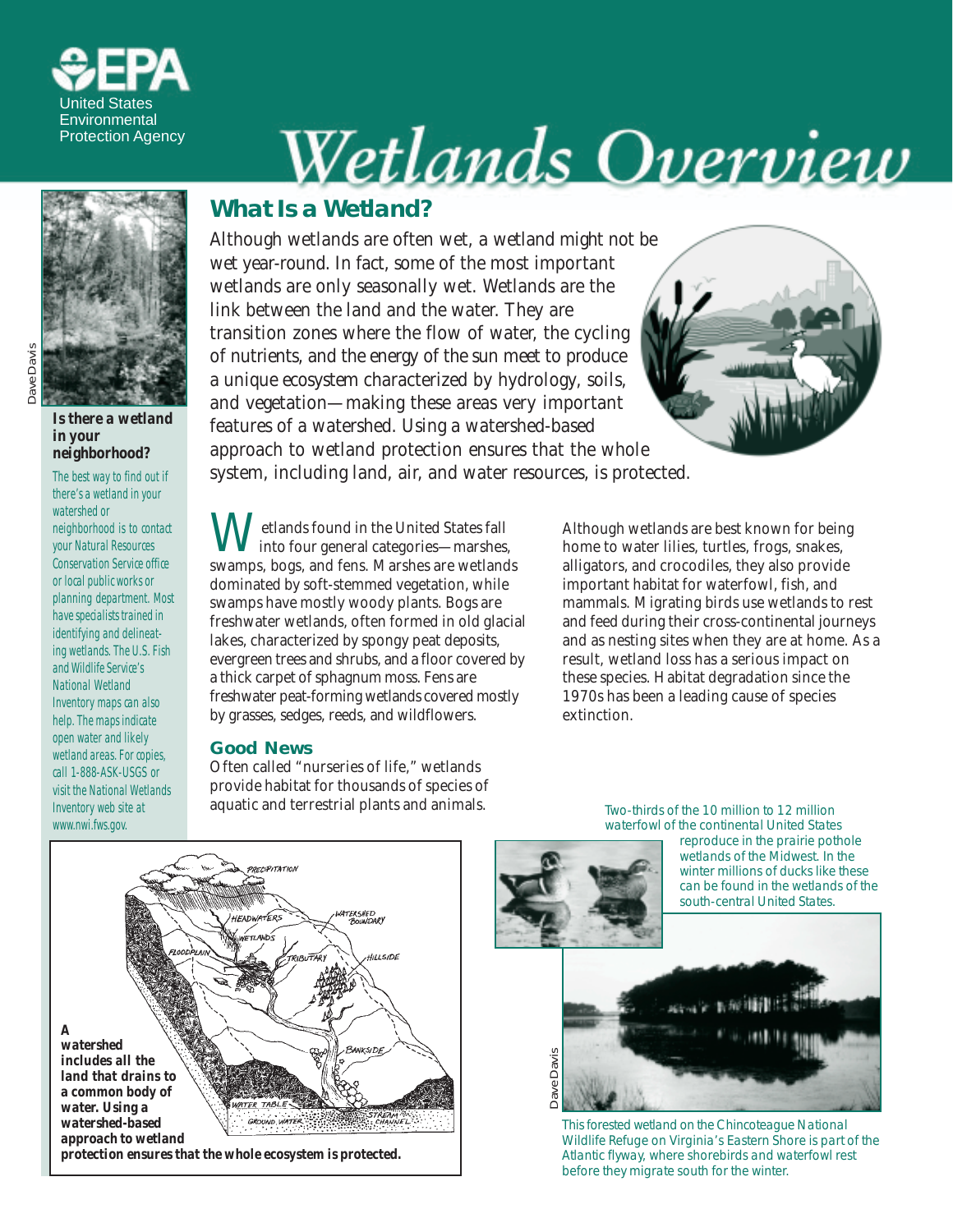United States Environmental Protection Agency

# Wetlands Overview

## What Is a Wetland?

Although wetlands are often wet, a wetland might not be wet year-round. In fact, some of the most important wetlands are only seasonally wet. Wetlands are the link between the land and the water. They are transition zones where the flow of water, the cycling of nutrients, and the energy of the sun meet to produce a unique ecosystem characterized by hydrology, soils, and vegetation—making these areas very important features of a watershed. Using a watershed-based approach to wetland protection ensures that the whole system, including land, air, and water resources, is protected.

Wetlands found in the United States fall into four general categories—marshes, swamps, bogs, and fens. Marshes are wetlands dominated by soft-stemmed vegetation, while swamps have mostly woody plants. Bogs are freshwater wetlands, often formed in old glacial lakes, characterized by spongy peat deposits, evergreen trees and shrubs, and a floor covered by a thick carpet of sphagnum moss. Fens are freshwater peat-forming wetlands covered mostly by grasses, sedges, reeds, and wildflowers.

### Good News

Often called "nurseries of life," wetlands provide habitat for thousands of species of aquatic and terrestrial plants and animals. Although wetlands are best known for being home to water lilies, turtles, frogs, snakes, alligators, and crocodiles, they also provide important habitat for waterfowl, fish, and mammals. Migrating birds use wetlands to rest and feed during their cross-continental journeys and as nesting sites when they are at home. As a result, wetland loss has a serious impact on these species. Habitat degradation since the 1970s has been a leading cause of species extinction.

**Is there a wetland in your neighborhood?**

The best way to find out if there's a wetland in your watershed or neighborhood is to contact your Natural Resources Conservation Service office or local public works or planning department. Most have specialists trained in identifying and delineating wetlands. The U.S. Fish and Wildlife Service's National Wetland Inventory maps can also help. The maps indicate open water and likely wetland areas. For copies, call 1-888-ASK-USGS or visit the National Wetlands Inventory web site at www.nwi.fws.gov.

**A watershed includes all the land that drains to a common body of water. Using a watershed-based approach to wetland protection ensures that the whole ecosystem is protected.**

Two-thirds of the 10 million to 12 million waterfowl of the continental United States reproduce in the prairie pothole wetlands of the Midwest. In the winter millions of ducks like these can be found in the wetlands of the south-central United States.

This forested wetland on the Chincoteague National Wildlife Refuge on Virginia's Eastern Shore is part of the Atlantic flyway, where shorebirds and waterfowl rest before they migrate south for the winter.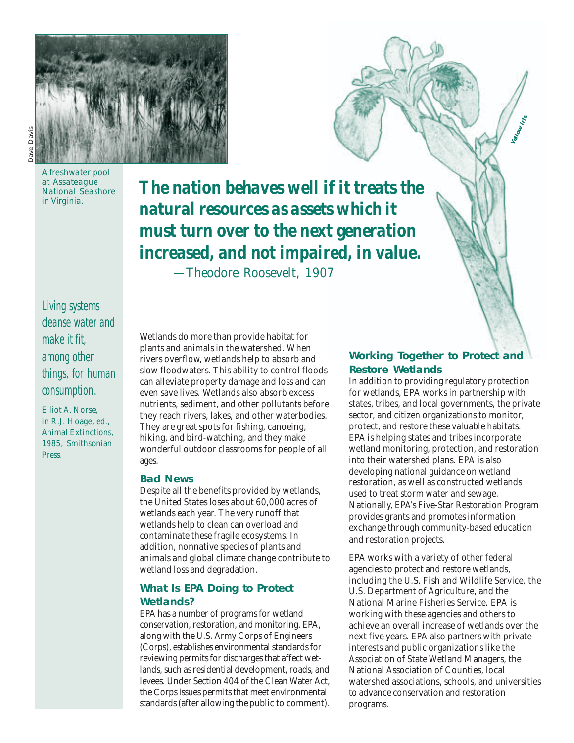Dave Davis

A freshwater pool at Assateague National Seashore in Virginia.

Yellow iris

***The nation behaves well if it treats the natural resources as assets which it must turn over to the next generation increased, and not impaired, in value.***

—Theodore Roosevelt, 1907

*Living systems cleanse water and make it fit, among other things, for human consumption.*

Elliot A. Norse, in R.J. Hoage, ed., Animal Extinctions, 1985, Smithsonian Press.

Wetlands do more than provide habitat for plants and animals in the watershed. When rivers overflow, wetlands help to absorb and slow floodwaters. This ability to control floods can alleviate property damage and loss and can even save lives. Wetlands also absorb excess nutrients, sediment, and other pollutants before they reach rivers, lakes, and other waterbodies. They are great spots for fishing, canoeing, hiking, and bird-watching, and they make wonderful outdoor classrooms for people of all ages.

### Bad News

Despite all the benefits provided by wetlands, the United States loses about 60,000 acres of wetlands each year. The very runoff that wetlands help to clean can overload and contaminate these fragile ecosystems. In addition, nonnative species of plants and animals and global climate change contribute to wetland loss and degradation.

### What Is EPA Doing to Protect Wetlands?

EPA has a number of programs for wetland conservation, restoration, and monitoring. EPA, along with the U.S. Army Corps of Engineers (Corps), establishes environmental standards for reviewing permits for discharges that affect wetlands, such as residential development, roads, and levees. Under Section 404 of the Clean Water Act, the Corps issues permits that meet environmental standards (after allowing the public to comment).

### Working Together to Protect and Restore Wetlands

In addition to providing regulatory protection for wetlands, EPA works in partnership with states, tribes, and local governments, the private sector, and citizen organizations to monitor, protect, and restore these valuable habitats. EPA is helping states and tribes incorporate wetland monitoring, protection, and restoration into their watershed plans. EPA is also developing national guidance on wetland restoration, as well as constructed wetlands used to treat storm water and sewage. Nationally, EPA's Five-Star Restoration Program provides grants and promotes information exchange through community-based education and restoration projects.

EPA works with a variety of other federal agencies to protect and restore wetlands, including the U.S. Fish and Wildlife Service, the U.S. Department of Agriculture, and the National Marine Fisheries Service. EPA is working with these agencies and others to achieve an overall increase of wetlands over the next five years. EPA also partners with private interests and public organizations like the Association of State Wetland Managers, the National Association of Counties, local watershed associations, schools, and universities to advance conservation and restoration programs.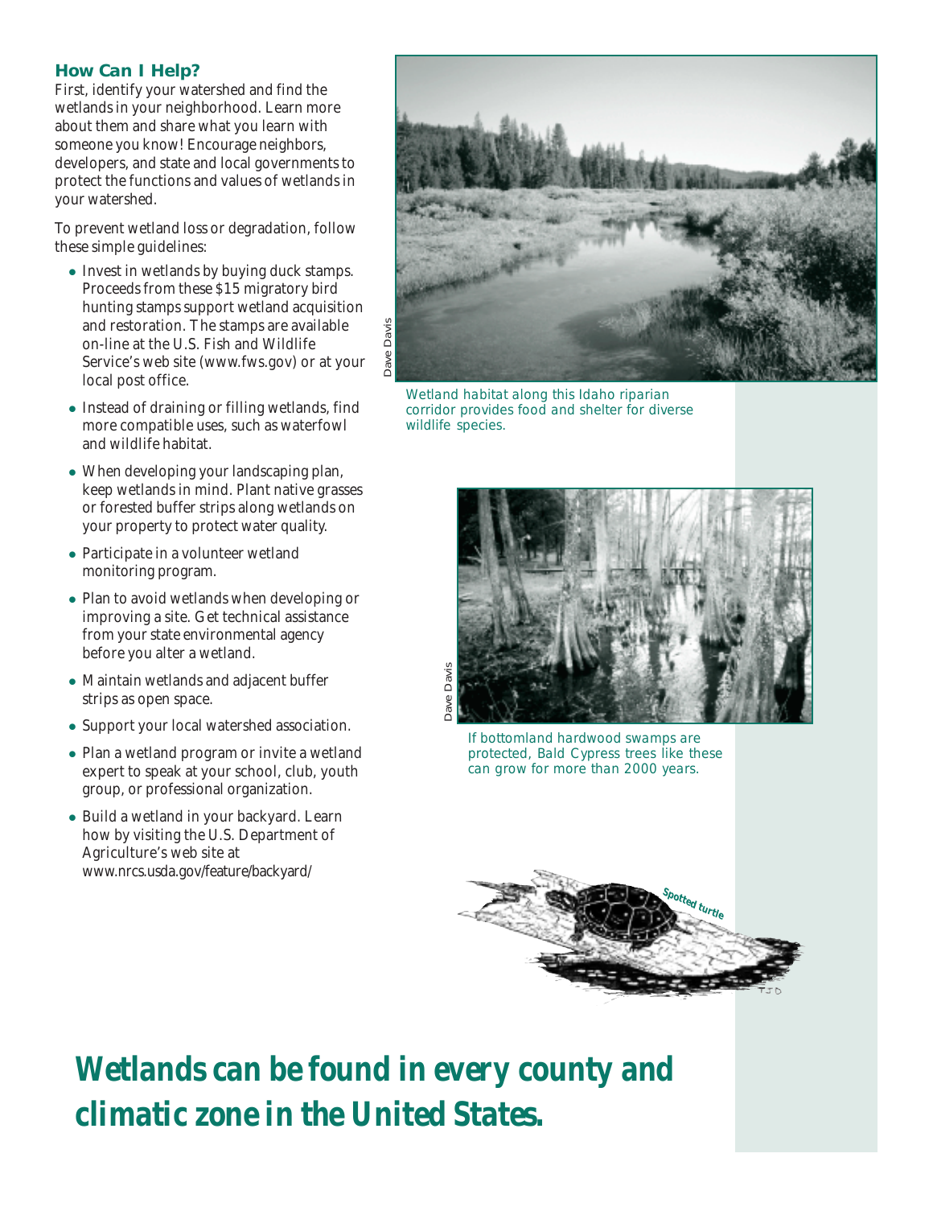### How Can I Help?

First, identify your watershed and find the wetlands in your neighborhood. Learn more about them and share what you learn with someone you know! Encourage neighbors, developers, and state and local governments to protect the functions and values of wetlands in your watershed.

To prevent wetland loss or degradation, follow these simple guidelines:

- Invest in wetlands by buying duck stamps. Proceeds from these $15 migratory bird hunting stamps support wetland acquisition and restoration. The stamps are available on-line at the U.S. Fish and Wildlife Service's web site (www.fws.gov) or at your local post office.
- Instead of draining or filling wetlands, find more compatible uses, such as waterfowl and wildlife habitat.
- When developing your landscaping plan, keep wetlands in mind. Plant native grasses or forested buffer strips along wetlands on your property to protect water quality.
- Participate in a volunteer wetland monitoring program.
- Plan to avoid wetlands when developing or improving a site. Get technical assistance from your state environmental agency before you alter a wetland.
- Maintain wetlands and adjacent buffer strips as open space.
- Support your local watershed association.
- Plan a wetland program or invite a wetland expert to speak at your school, club, youth group, or professional organization.
- Build a wetland in your backyard. Learn how by visiting the U.S. Department of Agriculture's web site at www.nrcs.usda.gov/feature/backyard/

Dave Davis

*Wetland habitat along this Idaho riparian corridor provides food and shelter for diverse wildlife species.*

Dave Davis

*If bottomland hardwood swamps are protected, Bald Cypress trees like these can grow for more than 2000 years.*

Spotted turtle

**Wetlands can be found in every county and climatic zone in the United States.**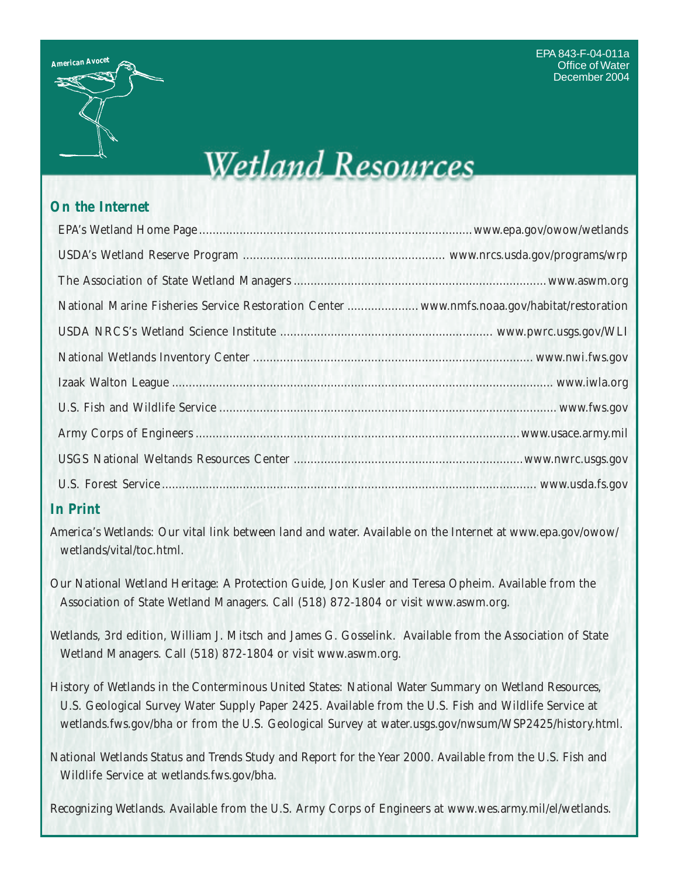EPA 843-F-04-011a
Office of Water
December 2004

American Avocet

# Wetland Resources

## On the Internet

EPA's Wetland Home Page ................ www.epa.gov/owow/wetlands

USDA's Wetland Reserve Program ................ www.nrcs.usda.gov/programs/wrp

The Association of State Wetland Managers ................ www.aswm.org

National Marine Fisheries Service Restoration Center ................ www.nmfs.noaa.gov/habitat/restoration

USDA NRCS's Wetland Science Institute ................ www.pwrc.usgs.gov/WLI

National Wetlands Inventory Center ................ www.nwi.fws.gov

Izaak Walton League ................ www.iwla.org

U.S. Fish and Wildlife Service ................ www.fws.gov

Army Corps of Engineers ................ www.usace.army.mil

USGS National Weltands Resources Center ................ www.nwrc.usgs.gov

U.S. Forest Service ................ www.usda.fs.gov

## In Print

America's Wetlands: Our vital link between land and water. Available on the Internet at www.epa.gov/owow/wetlands/vital/toc.html.

Our National Wetland Heritage: A Protection Guide, Jon Kusler and Teresa Opheim. Available from the Association of State Wetland Managers. Call (518) 872-1804 or visit www.aswm.org.

Wetlands, 3rd edition, William J. Mitsch and James G. Gosselink. Available from the Association of State Wetland Managers. Call (518) 872-1804 or visit www.aswm.org.

History of Wetlands in the Conterminous United States: National Water Summary on Wetland Resources, U.S. Geological Survey Water Supply Paper 2425. Available from the U.S. Fish and Wildlife Service at wetlands.fws.gov/bha or from the U.S. Geological Survey at water.usgs.gov/nwsum/WSP2425/history.html.

National Wetlands Status and Trends Study and Report for the Year 2000. Available from the U.S. Fish and Wildlife Service at wetlands.fws.gov/bha.

Recognizing Wetlands. Available from the U.S. Army Corps of Engineers at www.wes.army.mil/el/wetlands.